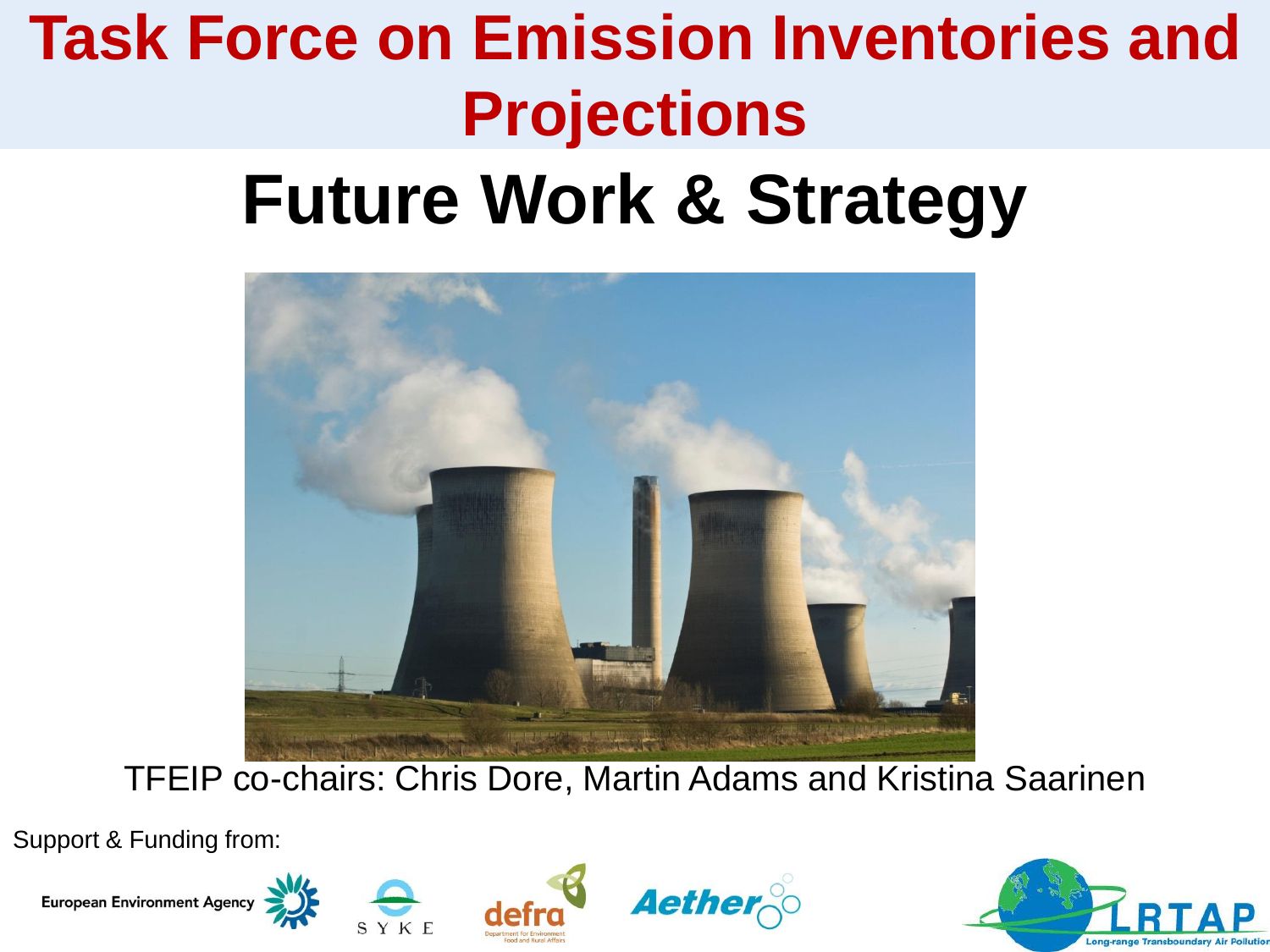# Task Force on Emission Inventories and Projections

## Future Work & Strategy

TFEIP co-chairs: Chris Dore, Martin Adams and Kristina Saarinen

Support & Funding from: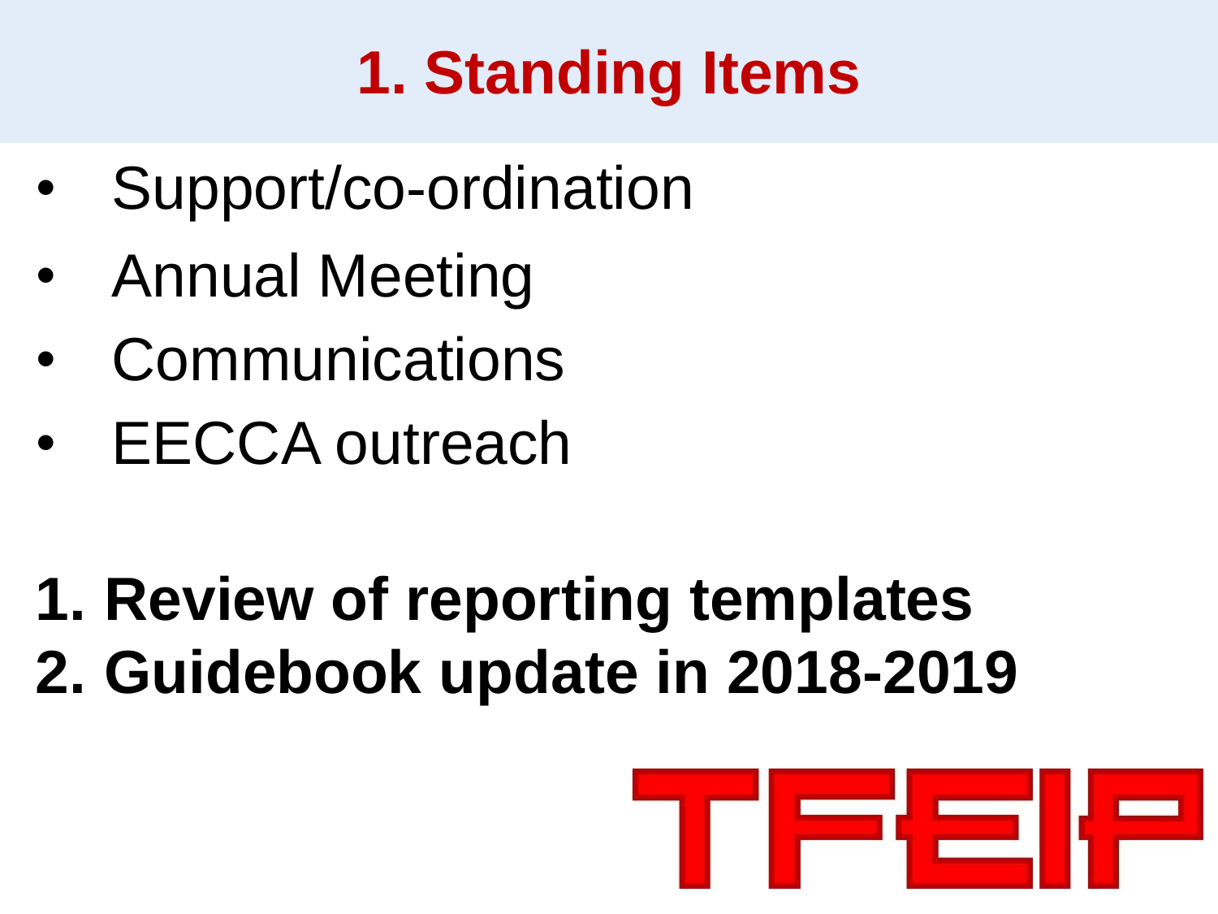# 1. Standing Items

- Support/co-ordination
- Annual Meeting
- Communications
- EECCA outreach

**1. Review of reporting templates**
**2. Guidebook update in 2018-2019**

TFEIP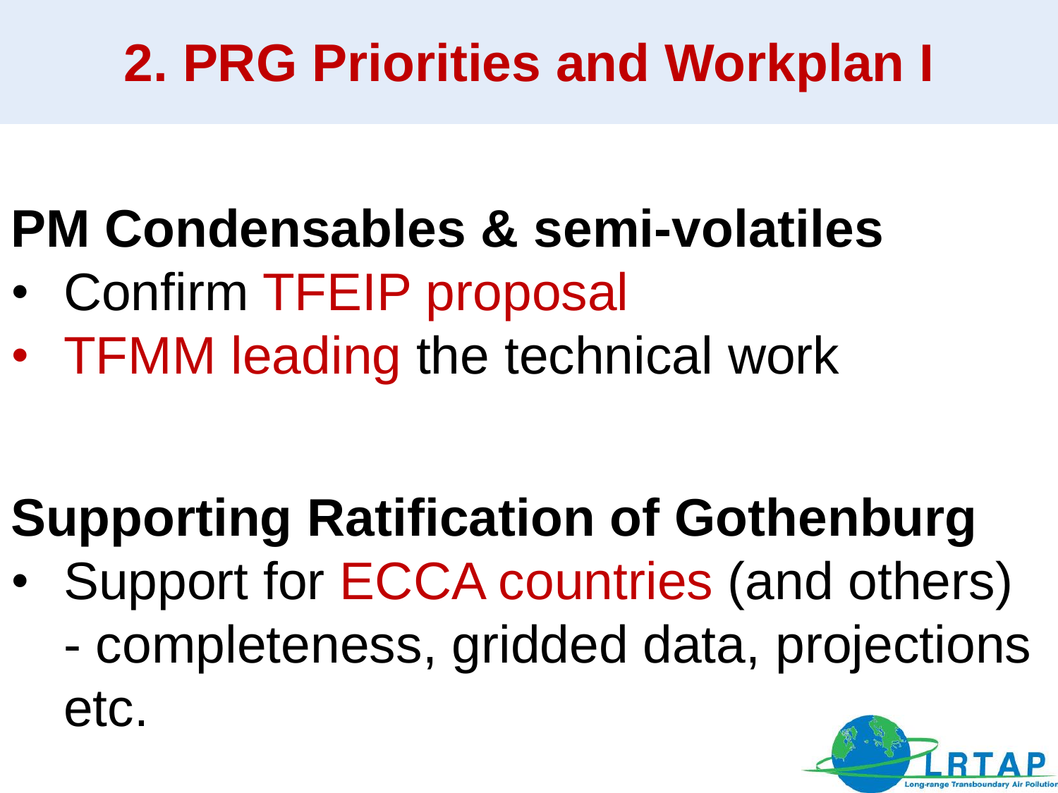# 2. PRG Priorities and Workplan I

## PM Condensables & semi-volatiles

- Confirm TFEIP proposal
- TFMM leading the technical work

## Supporting Ratification of Gothenburg

- Support for ECCA countries (and others) - completeness, gridded data, projections etc.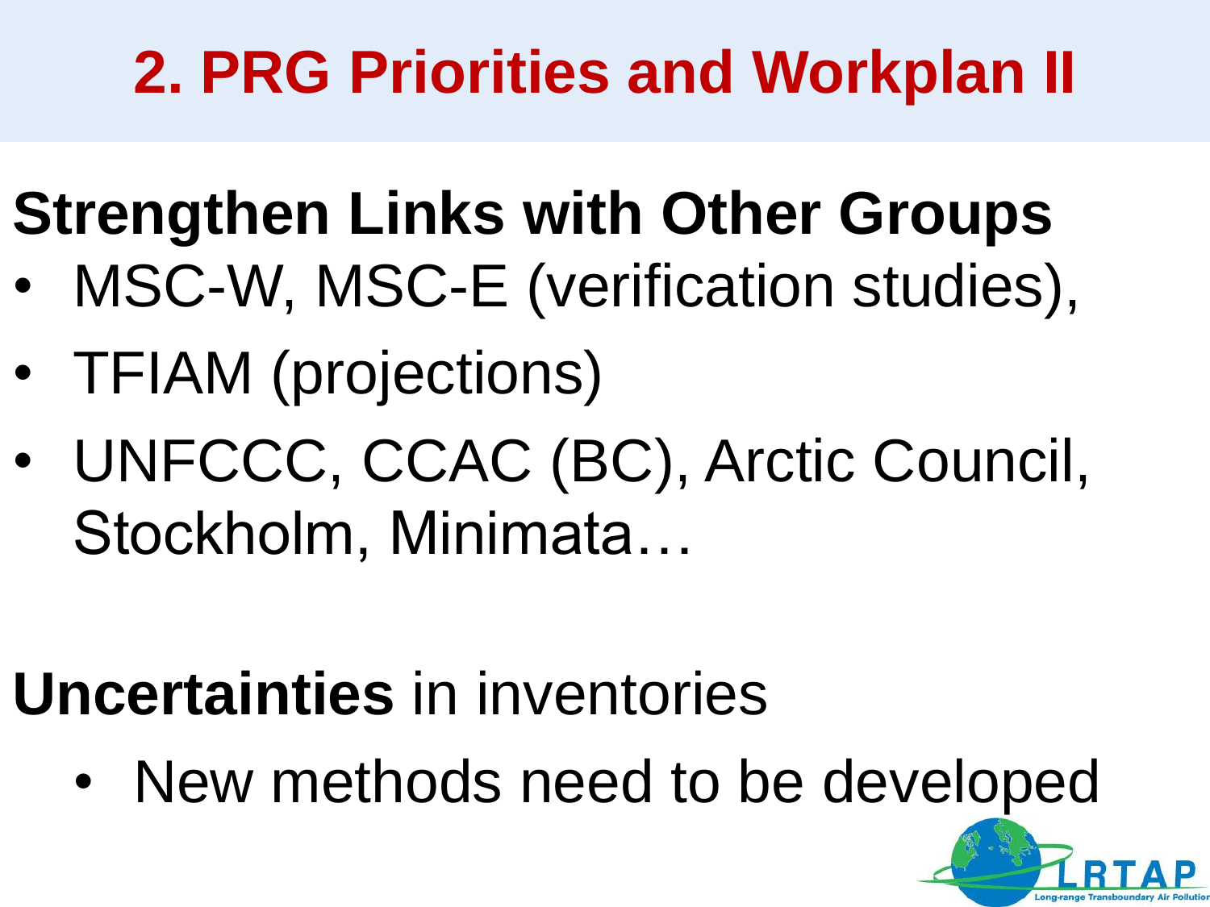# 2. PRG Priorities and Workplan II

## Strengthen Links with Other Groups

- MSC-W, MSC-E (verification studies),
- TFIAM (projections)
- UNFCCC, CCAC (BC), Arctic Council, Stockholm, Minimata…

**Uncertainties** in inventories

- New methods need to be developed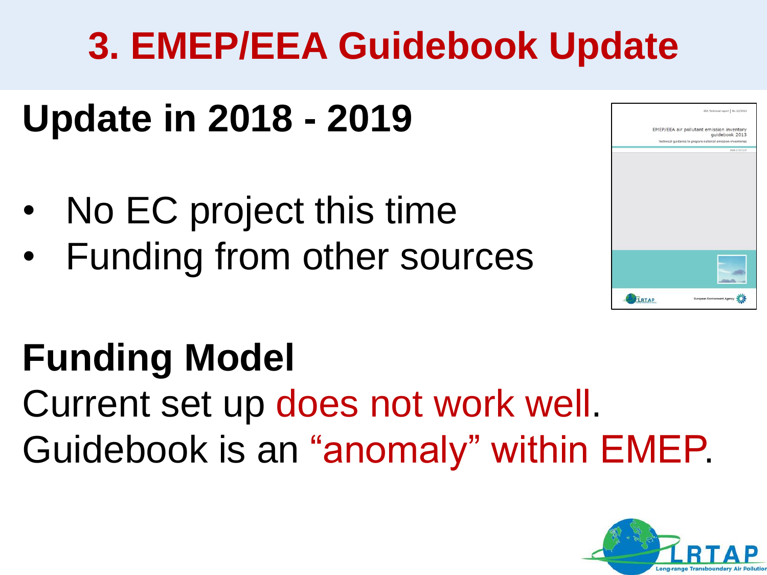# 3. EMEP/EEA Guidebook Update

## Update in 2018 - 2019

- No EC project this time
- Funding from other sources

## Funding Model

Current set up does not work well.

Guidebook is an "anomaly" within EMEP.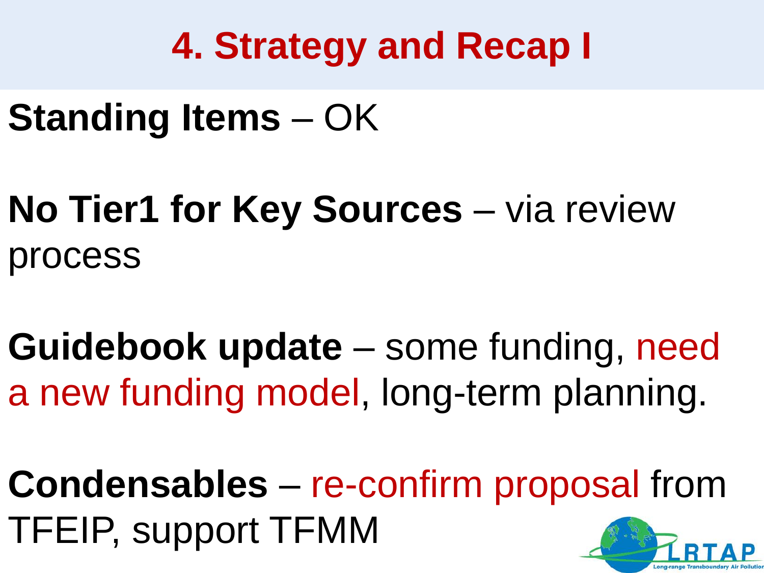# 4. Strategy and Recap I

**Standing Items** – OK

**No Tier1 for Key Sources** – via review process

**Guidebook update** – some funding, need a new funding model, long-term planning.

**Condensables** – re-confirm proposal from TFEIP, support TFMM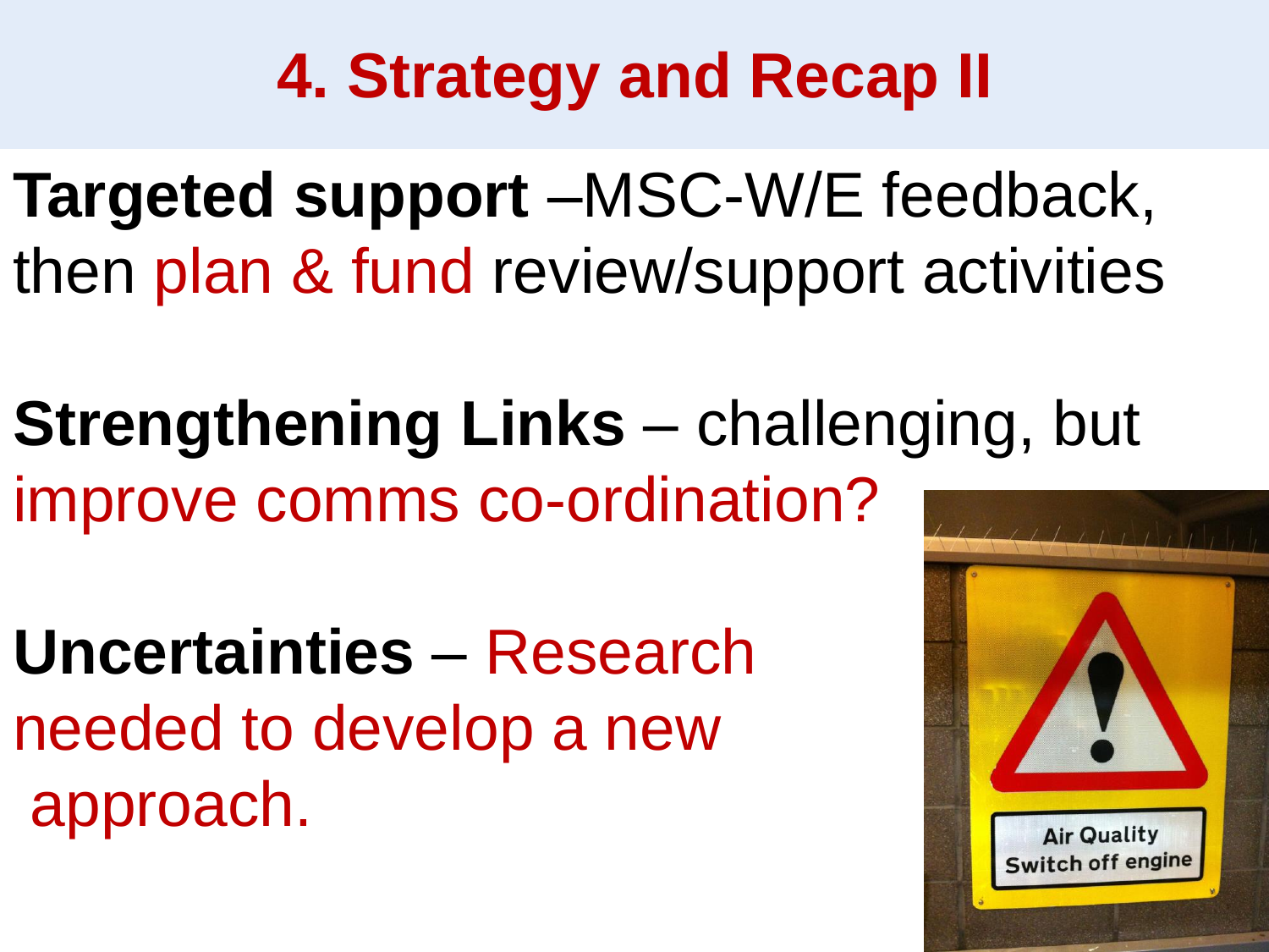# 4. Strategy and Recap II

**Targeted support** –MSC-W/E feedback, then plan & fund review/support activities

**Strengthening Links** – challenging, but improve comms co-ordination?

**Uncertainties** – Research needed to develop a new approach.